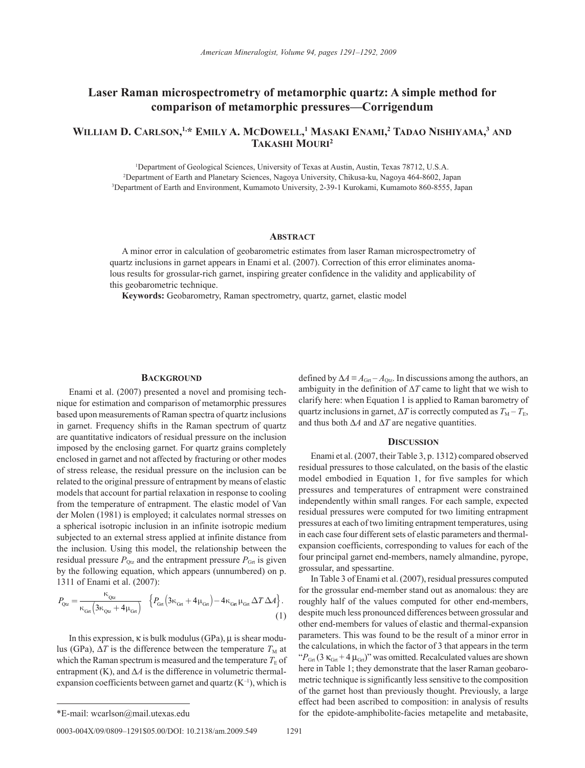# Laser Raman microspectrometry of metamorphic quartz: A simple method for comparison of metamorphic pressures—Corrigendum

**William D. Carlson,[1,*] Emily A. McDowell,[1] Masaki Enami,[2] Tadao Nishiyama,[3] and Takashi Mouri[2]**

[1]Department of Geological Sciences, University of Texas at Austin, Austin, Texas 78712, U.S.A.
[2]Department of Earth and Planetary Sciences, Nagoya University, Chikusa-ku, Nagoya 464-8602, Japan
[3]Department of Earth and Environment, Kumamoto University, 2-39-1 Kurokami, Kumamoto 860-8555, Japan

## Abstract

A minor error in calculation of geobarometric estimates from laser Raman microspectrometry of quartz inclusions in garnet appears in Enami et al. (2007). Correction of this error eliminates anomalous results for grossular-rich garnet, inspiring greater confidence in the validity and applicability of this geobarometric technique.

**Keywords:** Geobarometry, Raman spectrometry, quartz, garnet, elastic model

## Background

Enami et al. (2007) presented a novel and promising technique for estimation and comparison of metamorphic pressures based upon measurements of Raman spectra of quartz inclusions in garnet. Frequency shifts in the Raman spectrum of quartz are quantitative indicators of residual pressure on the inclusion imposed by the enclosing garnet. For quartz grains completely enclosed in garnet and not affected by fracturing or other modes of stress release, the residual pressure on the inclusion can be related to the original pressure of entrapment by means of elastic models that account for partial relaxation in response to cooling from the temperature of entrapment. The elastic model of Van der Molen (1981) is employed; it calculates normal stresses on a spherical isotropic inclusion in an infinite isotropic medium subjected to an external stress applied at infinite distance from the inclusion. Using this model, the relationship between the residual pressure $P_{Qtz}$ and the entrapment pressure $P_{Grt}$ is given by the following equation, which appears (unnumbered) on p. 1311 of Enami et al. (2007):

$$P_{Qtz} = \frac{\kappa_{Qtz}}{\kappa_{Grt}\left(3\kappa_{Qtz} + 4\mu_{Grt}\right)} \quad \left\{P_{Grt}\left(3\kappa_{Grt} + 4\mu_{Grt}\right) - 4\kappa_{Grt}\,\mu_{Grt}\,\Delta T\,\Delta A\right\}. \tag{1}$$

In this expression, $\kappa$ is bulk modulus (GPa), $\mu$ is shear modulus (GPa), $\Delta T$ is the difference between the temperature $T_M$ at which the Raman spectrum is measured and the temperature $T_E$ of entrapment (K), and $\Delta A$ is the difference in volumetric thermal-expansion coefficients between garnet and quartz ($K^{-1}$), which is defined by $\Delta A \equiv A_{Grt} - A_{Qtz}$. In discussions among the authors, an ambiguity in the definition of $\Delta T$ came to light that we wish to clarify here: when Equation 1 is applied to Raman barometry of quartz inclusions in garnet, $\Delta T$ is correctly computed as $T_M - T_E$, and thus both $\Delta A$ and $\Delta T$ are negative quantities.

## Discussion

Enami et al. (2007, their Table 3, p. 1312) compared observed residual pressures to those calculated, on the basis of the elastic model embodied in Equation 1, for five samples for which pressures and temperatures of entrapment were constrained independently within small ranges. For each sample, expected residual pressures were computed for two limiting entrapment pressures at each of two limiting entrapment temperatures, using in each case four different sets of elastic parameters and thermal-expansion coefficients, corresponding to values for each of the four principal garnet end-members, namely almandine, pyrope, grossular, and spessartine.

In Table 3 of Enami et al. (2007), residual pressures computed for the grossular end-member stood out as anomalous: they are roughly half of the values computed for other end-members, despite much less pronounced differences between grossular and other end-members for values of elastic and thermal-expansion parameters. This was found to be the result of a minor error in the calculations, in which the factor of 3 that appears in the term "$P_{Grt}(3\,\kappa_{Grt} + 4\,\mu_{Grt})$" was omitted. Recalculated values are shown here in Table 1; they demonstrate that the laser Raman geobarometric technique is significantly less sensitive to the composition of the garnet host than previously thought. Previously, a large effect had been ascribed to composition: in analysis of results for the epidote-amphibolite-facies metapelite and metabasite,

*E-mail: wcarlson@mail.utexas.edu

0003-004X/09/0809–1291$05.00/DOI: 10.2138/am.2009.549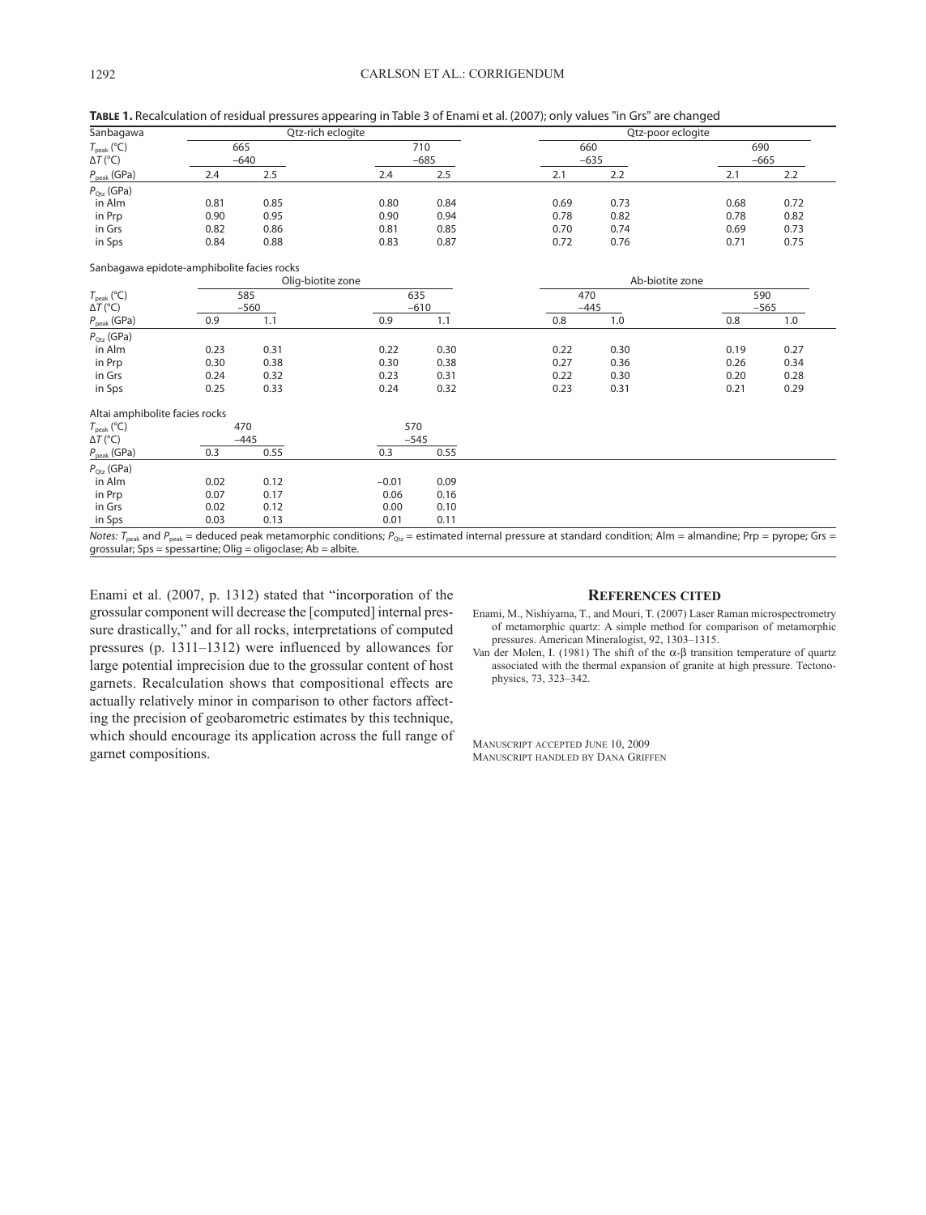**Table 1.** Recalculation of residual pressures appearing in Table 3 of Enami et al. (2007); only values "in Grs" are changed

| Sanbagawa | Qtz-rich eclogite | | | | Qtz-poor eclogite | | | |
|---|---|---|---|---|---|---|---|---|
| $T_{peak}$ (°C) | 665 | | 710 | | 660 | | 690 | |
| $\Delta T$ (°C) | −640 | | −685 | | −635 | | −665 | |
| $P_{peak}$ (GPa) | 2.4 | 2.5 | 2.4 | 2.5 | 2.1 | 2.2 | 2.1 | 2.2 |
| $P_{Qtz}$ (GPa) | | | | | | | | |
| in Alm | 0.81 | 0.85 | 0.80 | 0.84 | 0.69 | 0.73 | 0.68 | 0.72 |
| in Prp | 0.90 | 0.95 | 0.90 | 0.94 | 0.78 | 0.82 | 0.78 | 0.82 |
| in Grs | 0.82 | 0.86 | 0.81 | 0.85 | 0.70 | 0.74 | 0.69 | 0.73 |
| in Sps | 0.84 | 0.88 | 0.83 | 0.87 | 0.72 | 0.76 | 0.71 | 0.75 |
| Sanbagawa epidote-amphibolite facies rocks | | | | | | | | |
| | Olig-biotite zone | | | | Ab-biotite zone | | | |
| $T_{peak}$ (°C) | 585 | | 635 | | 470 | | 590 | |
| $\Delta T$ (°C) | −560 | | −610 | | −445 | | −565 | |
| $P_{peak}$ (GPa) | 0.9 | 1.1 | 0.9 | 1.1 | 0.8 | 1.0 | 0.8 | 1.0 |
| $P_{Qtz}$ (GPa) | | | | | | | | |
| in Alm | 0.23 | 0.31 | 0.22 | 0.30 | 0.22 | 0.30 | 0.19 | 0.27 |
| in Prp | 0.30 | 0.38 | 0.30 | 0.38 | 0.27 | 0.36 | 0.26 | 0.34 |
| in Grs | 0.24 | 0.32 | 0.23 | 0.31 | 0.22 | 0.30 | 0.20 | 0.28 |
| in Sps | 0.25 | 0.33 | 0.24 | 0.32 | 0.23 | 0.31 | 0.21 | 0.29 |
| Altai amphibolite facies rocks | | | | | | | | |
| $T_{peak}$ (°C) | 470 | | 570 | | | | | |
| $\Delta T$ (°C) | −445 | | −545 | | | | | |
| $P_{peak}$ (GPa) | 0.3 | 0.55 | 0.3 | 0.55 | | | | |
| $P_{Qtz}$ (GPa) | | | | | | | | |
| in Alm | 0.02 | 0.12 | −0.01 | 0.09 | | | | |
| in Prp | 0.07 | 0.17 | 0.06 | 0.16 | | | | |
| in Grs | 0.02 | 0.12 | 0.00 | 0.10 | | | | |
| in Sps | 0.03 | 0.13 | 0.01 | 0.11 | | | | |

*Notes:* $T_{peak}$ and $P_{peak}$ = deduced peak metamorphic conditions; $P_{Qtz}$ = estimated internal pressure at standard condition; Alm = almandine; Prp = pyrope; Grs = grossular; Sps = spessartine; Olig = oligoclase; Ab = albite.

Enami et al. (2007, p. 1312) stated that "incorporation of the grossular component will decrease the [computed] internal pressure drastically," and for all rocks, interpretations of computed pressures (p. 1311–1312) were influenced by allowances for large potential imprecision due to the grossular content of host garnets. Recalculation shows that compositional effects are actually relatively minor in comparison to other factors affecting the precision of geobarometric estimates by this technique, which should encourage its application across the full range of garnet compositions.

## References cited

Enami, M., Nishiyama, T., and Mouri, T. (2007) Laser Raman microspectrometry of metamorphic quartz: A simple method for comparison of metamorphic pressures. American Mineralogist, 92, 1303–1315.

Van der Molen, I. (1981) The shift of the α-β transition temperature of quartz associated with the thermal expansion of granite at high pressure. Tectonophysics, 73, 323–342.

Manuscript accepted June 10, 2009
Manuscript handled by Dana Griffen